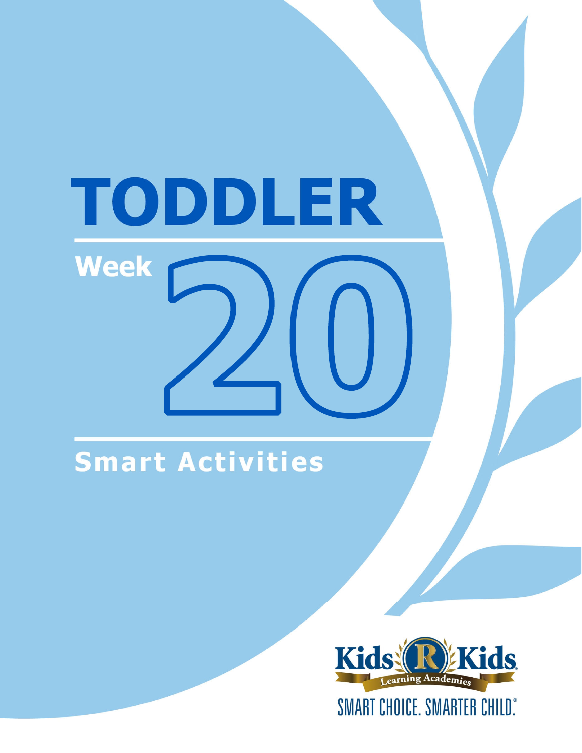# TODDLER

## Week 20

## Smart Activities

Kids R Kids Learning Academies

SMART CHOICE. SMARTER CHILD.®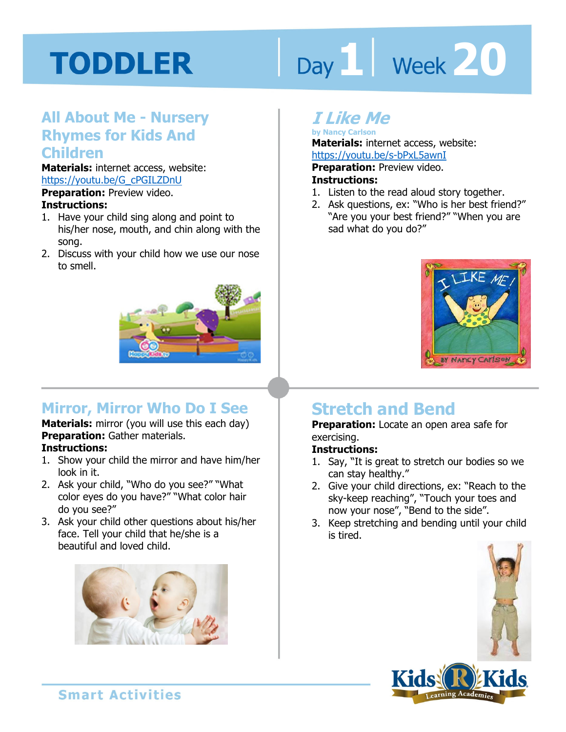# TODDLER

Day 1 | Week 20

## All About Me - Nursery Rhymes for Kids And Children

**Materials:** internet access, website: https://youtu.be/G_cPGILZDnU

**Preparation:** Preview video.

**Instructions:**

1. Have your child sing along and point to his/her nose, mouth, and chin along with the song.
2. Discuss with your child how we use our nose to smell.

## *I Like Me*

by Nancy Carlson

**Materials:** internet access, website: https://youtu.be/s-bPxL5awnI

**Preparation:** Preview video.

**Instructions:**

1. Listen to the read aloud story together.
2. Ask questions, ex: "Who is her best friend?" "Are you your best friend?" "When you are sad what do you do?"

## Mirror, Mirror Who Do I See

**Materials:** mirror (you will use this each day)

**Preparation:** Gather materials.

**Instructions:**

1. Show your child the mirror and have him/her look in it.
2. Ask your child, "Who do you see?" "What color eyes do you have?" "What color hair do you see?"
3. Ask your child other questions about his/her face. Tell your child that he/she is a beautiful and loved child.

## Stretch and Bend

**Preparation:** Locate an open area safe for exercising.

**Instructions:**

1. Say, "It is great to stretch our bodies so we can stay healthy."
2. Give your child directions, ex: "Reach to the sky-keep reaching", "Touch your toes and now your nose", "Bend to the side".
3. Keep stretching and bending until your child is tired.

Smart Activities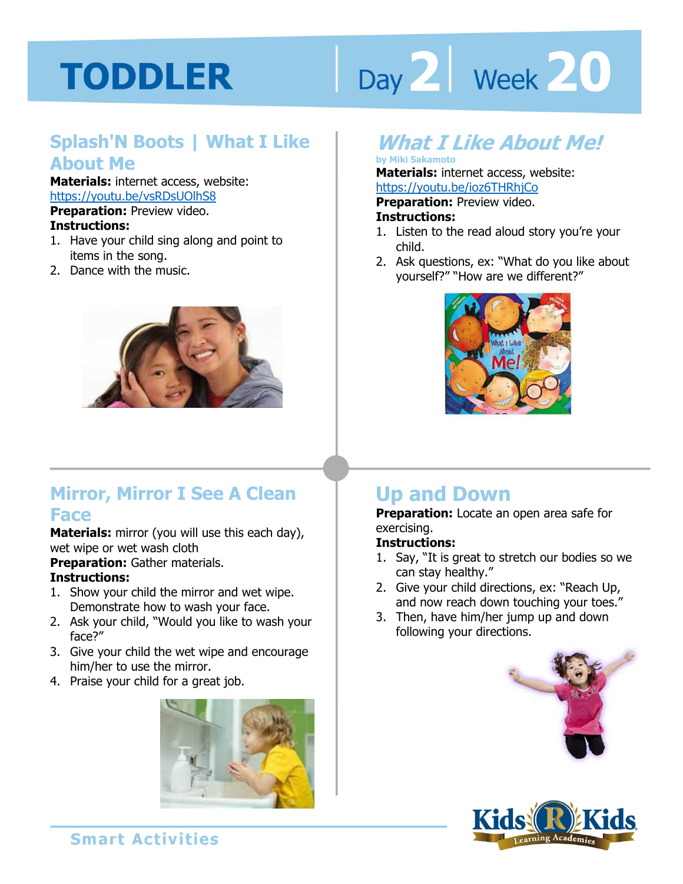# TODDLER

Day 2 | Week 20

## Splash'N Boots | What I Like About Me

**Materials:** internet access, website: https://youtu.be/vsRDsUOlhS8

**Preparation:** Preview video.

**Instructions:**

1. Have your child sing along and point to items in the song.
2. Dance with the music.

## *What I Like About Me!*

**by Miki Sakamoto**

**Materials:** internet access, website: https://youtu.be/ioz6THRhjCo

**Preparation:** Preview video.

**Instructions:**

1. Listen to the read aloud story you're your child.
2. Ask questions, ex: "What do you like about yourself?" "How are we different?"

## Mirror, Mirror I See A Clean Face

**Materials:** mirror (you will use this each day), wet wipe or wet wash cloth

**Preparation:** Gather materials.

**Instructions:**

1. Show your child the mirror and wet wipe. Demonstrate how to wash your face.
2. Ask your child, "Would you like to wash your face?"
3. Give your child the wet wipe and encourage him/her to use the mirror.
4. Praise your child for a great job.

## Up and Down

**Preparation:** Locate an open area safe for exercising.

**Instructions:**

1. Say, "It is great to stretch our bodies so we can stay healthy."
2. Give your child directions, ex: "Reach Up, and now reach down touching your toes."
3. Then, have him/her jump up and down following your directions.

Smart Activities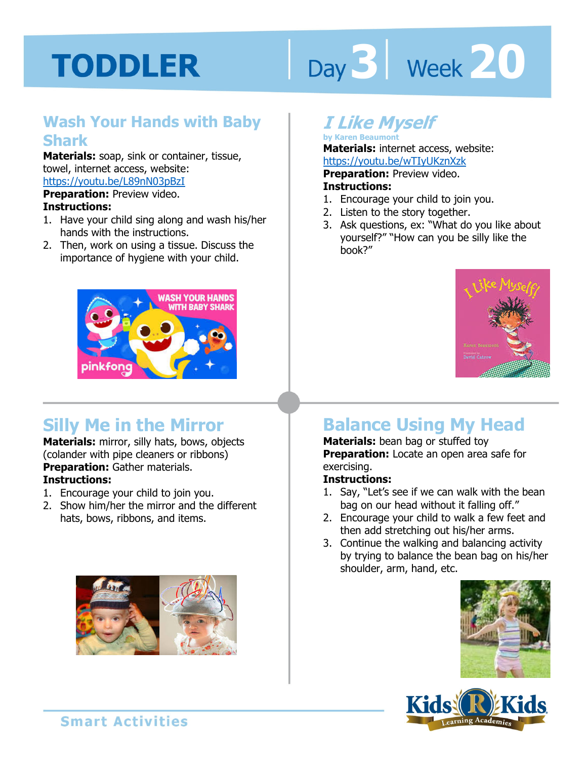# TODDLER

Day 3 | Week 20

## Wash Your Hands with Baby Shark

**Materials:** soap, sink or container, tissue, towel, internet access, website: https://youtu.be/L89nN03pBzI

**Preparation:** Preview video.

**Instructions:**

1. Have your child sing along and wash his/her hands with the instructions.
2. Then, work on using a tissue. Discuss the importance of hygiene with your child.

## *I Like Myself*

by Karen Beaumont

**Materials:** internet access, website: https://youtu.be/wTIyUKznXzk

**Preparation:** Preview video.

**Instructions:**

1. Encourage your child to join you.
2. Listen to the story together.
3. Ask questions, ex: "What do you like about yourself?" "How can you be silly like the book?"

## Silly Me in the Mirror

**Materials:** mirror, silly hats, bows, objects (colander with pipe cleaners or ribbons)

**Preparation:** Gather materials.

**Instructions:**

1. Encourage your child to join you.
2. Show him/her the mirror and the different hats, bows, ribbons, and items.

## Balance Using My Head

**Materials:** bean bag or stuffed toy

**Preparation:** Locate an open area safe for exercising.

**Instructions:**

1. Say, "Let's see if we can walk with the bean bag on our head without it falling off."
2. Encourage your child to walk a few feet and then add stretching out his/her arms.
3. Continue the walking and balancing activity by trying to balance the bean bag on his/her shoulder, arm, hand, etc.

Smart Activities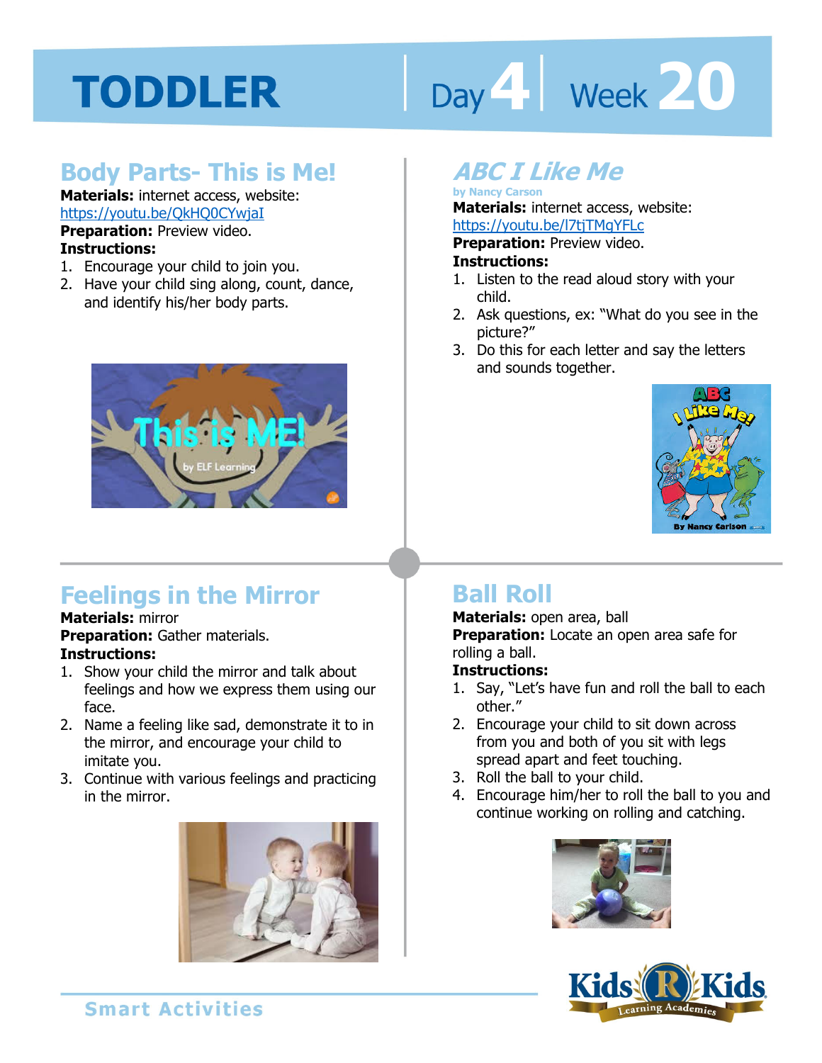# TODDLER

Day 4 | Week 20

## Body Parts- This is Me!

**Materials:** internet access, website: https://youtu.be/QkHQ0CYwjaI

**Preparation:** Preview video.

**Instructions:**

1. Encourage your child to join you.
2. Have your child sing along, count, dance, and identify his/her body parts.

## *ABC I Like Me*

**by Nancy Carson**

**Materials:** internet access, website: https://youtu.be/I7tjTMgYFLc

**Preparation:** Preview video.

**Instructions:**

1. Listen to the read aloud story with your child.
2. Ask questions, ex: "What do you see in the picture?"
3. Do this for each letter and say the letters and sounds together.

## Feelings in the Mirror

**Materials:** mirror

**Preparation:** Gather materials.

**Instructions:**

1. Show your child the mirror and talk about feelings and how we express them using our face.
2. Name a feeling like sad, demonstrate it to in the mirror, and encourage your child to imitate you.
3. Continue with various feelings and practicing in the mirror.

## Ball Roll

**Materials:** open area, ball

**Preparation:** Locate an open area safe for rolling a ball.

**Instructions:**

1. Say, "Let's have fun and roll the ball to each other."
2. Encourage your child to sit down across from you and both of you sit with legs spread apart and feet touching.
3. Roll the ball to your child.
4. Encourage him/her to roll the ball to you and continue working on rolling and catching.

Smart Activities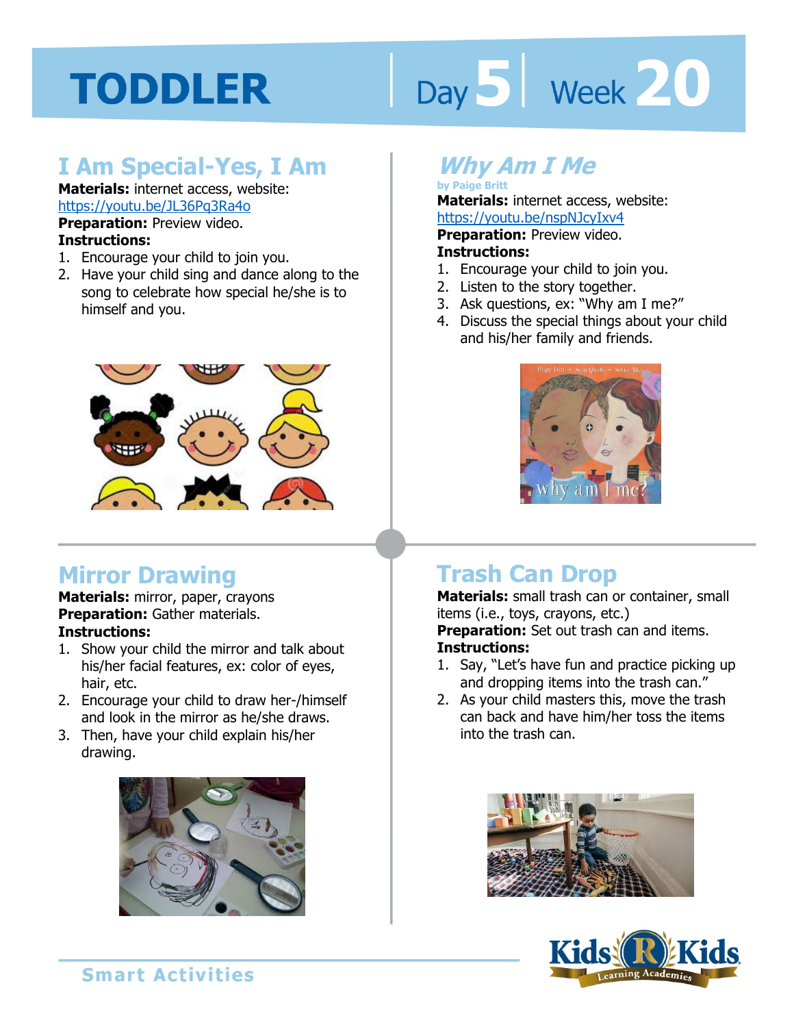# TODDLER

Day 5 | Week 20

## I Am Special-Yes, I Am

**Materials:** internet access, website: https://youtu.be/JL36Pq3Ra4o

**Preparation:** Preview video.

**Instructions:**

1. Encourage your child to join you.
2. Have your child sing and dance along to the song to celebrate how special he/she is to himself and you.

## *Why Am I Me*

by Paige Britt

**Materials:** internet access, website: https://youtu.be/nspNJcyIxv4

**Preparation:** Preview video.

**Instructions:**

1. Encourage your child to join you.
2. Listen to the story together.
3. Ask questions, ex: "Why am I me?"
4. Discuss the special things about your child and his/her family and friends.

## Mirror Drawing

**Materials:** mirror, paper, crayons

**Preparation:** Gather materials.

**Instructions:**

1. Show your child the mirror and talk about his/her facial features, ex: color of eyes, hair, etc.
2. Encourage your child to draw her-/himself and look in the mirror as he/she draws.
3. Then, have your child explain his/her drawing.

## Trash Can Drop

**Materials:** small trash can or container, small items (i.e., toys, crayons, etc.)

**Preparation:** Set out trash can and items.

**Instructions:**

1. Say, "Let's have fun and practice picking up and dropping items into the trash can."
2. As your child masters this, move the trash can back and have him/her toss the items into the trash can.

Smart Activities